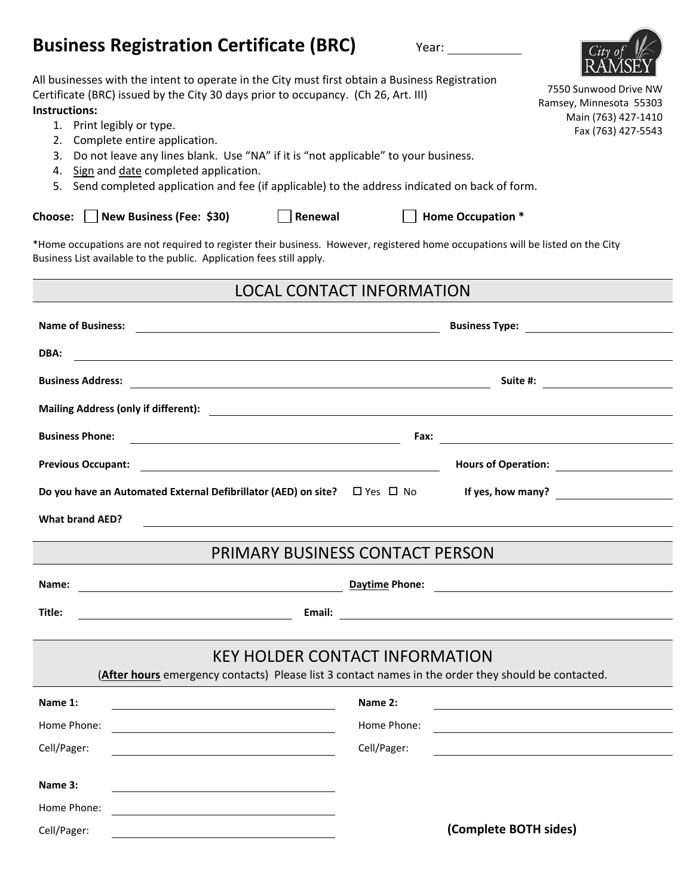# Business Registration Certificate (BRC)

Year: ___________

City of RAMSEY

7550 Sunwood Drive NW
Ramsey, Minnesota 55303
Main (763) 427-1410
Fax (763) 427-5543

All businesses with the intent to operate in the City must first obtain a Business Registration Certificate (BRC) issued by the City 30 days prior to occupancy. (Ch 26, Art. III)

**Instructions:**

1. Print legibly or type.
2. Complete entire application.
3. Do not leave any lines blank. Use "NA" if it is "not applicable" to your business.
4. Sign and date completed application.
5. Send completed application and fee (if applicable) to the address indicated on back of form.

**Choose:** ☐ **New Business (Fee: $30)** ☐ **Renewal** ☐ **Home Occupation \***

\*Home occupations are not required to register their business. However, registered home occupations will be listed on the City Business List available to the public. Application fees still apply.

## LOCAL CONTACT INFORMATION

**Name of Business:** ______________________ **Business Type:** ______________

**DBA:** ______________________________________________

**Business Address:** ______________________ **Suite #:** ______________

**Mailing Address (only if different):** ______________________________

**Business Phone:** ______________________ **Fax:** ______________

**Previous Occupant:** ______________________ **Hours of Operation:** ______________

**Do you have an Automated External Defibrillator (AED) on site?** ☐ Yes ☐ No **If yes, how many?** ______________

**What brand AED?** ______________________________________________

## PRIMARY BUSINESS CONTACT PERSON

**Name:** ______________________ **Daytime Phone:** ______________

**Title:** ______________________ **Email:** ______________

## KEY HOLDER CONTACT INFORMATION

(**After hours** emergency contacts) Please list 3 contact names in the order they should be contacted.

**Name 1:** ______________________
Home Phone: ______________________
Cell/Pager: ______________________

**Name 2:** ______________________
Home Phone: ______________________
Cell/Pager: ______________________

**Name 3:** ______________________
Home Phone: ______________________
Cell/Pager: ______________________

**(Complete BOTH sides)**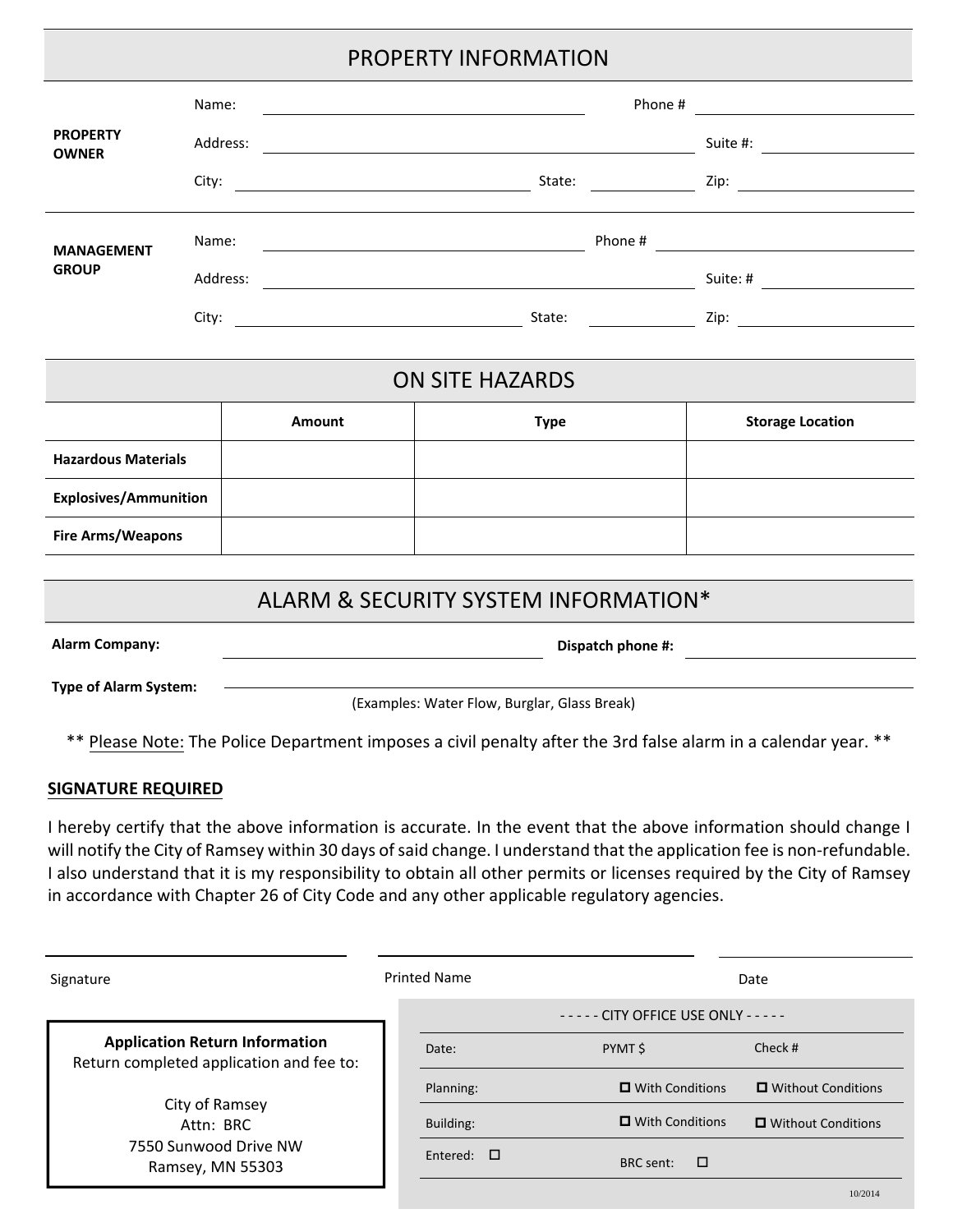## PROPERTY INFORMATION

**PROPERTY OWNER**

Name: ____________________ Phone # ____________________

Address: ____________________ Suite #: ____________________

City: ____________________ State: ____________________ Zip: ____________________

**MANAGEMENT GROUP**

Name: ____________________ Phone # ____________________

Address: ____________________ Suite: # ____________________

City: ____________________ State: ____________________ Zip: ____________________

## ON SITE HAZARDS

| | Amount | Type | Storage Location |
|---|---|---|---|
| **Hazardous Materials** | | | |
| **Explosives/Ammunition** | | | |
| **Fire Arms/Weapons** | | | |

## ALARM & SECURITY SYSTEM INFORMATION*

**Alarm Company:** ____________________ **Dispatch phone #:** ____________________

**Type of Alarm System:** ____________________

(Examples: Water Flow, Burglar, Glass Break)

** Please Note: The Police Department imposes a civil penalty after the 3rd false alarm in a calendar year. **

**SIGNATURE REQUIRED**

I hereby certify that the above information is accurate. In the event that the above information should change I will notify the City of Ramsey within 30 days of said change. I understand that the application fee is non-refundable. I also understand that it is my responsibility to obtain all other permits or licenses required by the City of Ramsey in accordance with Chapter 26 of City Code and any other applicable regulatory agencies.

____________________ ____________________ ____________________

Signature Printed Name Date

**Application Return Information**

Return completed application and fee to:

City of Ramsey
Attn: BRC
7550 Sunwood Drive NW
Ramsey, MN 55303

- - - - - CITY OFFICE USE ONLY - - - - -

| | | |
|---|---|---|
| Date: | PYMT $ | Check # |
| Planning: | ☐ With Conditions | ☐ Without Conditions |
| Building: | ☐ With Conditions | ☐ Without Conditions |
| Entered: ☐ | BRC sent: ☐ | |

10/2014